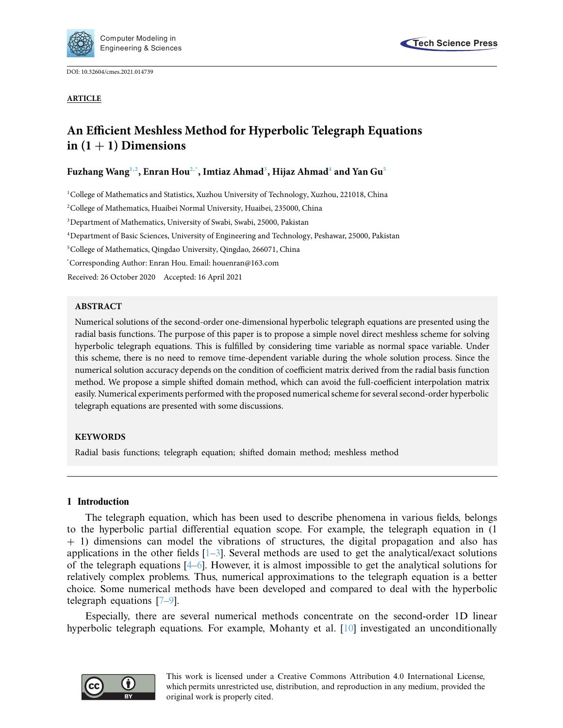Computer Modeling in Engineering & Sciences

Tech Science Press

DOI: 10.32604/cmes.2021.014739

**ARTICLE**

# An Efficient Meshless Method for Hyperbolic Telegraph Equations in (1 + 1) Dimensions

**Fuzhang Wang[1,2], Enran Hou[2,*], Imtiaz Ahmad[3], Hijaz Ahmad[4] and Yan Gu[5]**

[1]College of Mathematics and Statistics, Xuzhou University of Technology, Xuzhou, 221018, China

[2]College of Mathematics, Huaibei Normal University, Huaibei, 235000, China

[3]Department of Mathematics, University of Swabi, Swabi, 25000, Pakistan

[4]Department of Basic Sciences, University of Engineering and Technology, Peshawar, 25000, Pakistan

[5]College of Mathematics, Qingdao University, Qingdao, 266071, China

[*]Corresponding Author: Enran Hou. Email: houenran@163.com

Received: 26 October 2020 Accepted: 16 April 2021

## ABSTRACT

Numerical solutions of the second-order one-dimensional hyperbolic telegraph equations are presented using the radial basis functions. The purpose of this paper is to propose a simple novel direct meshless scheme for solving hyperbolic telegraph equations. This is fulfilled by considering time variable as normal space variable. Under this scheme, there is no need to remove time-dependent variable during the whole solution process. Since the numerical solution accuracy depends on the condition of coefficient matrix derived from the radial basis function method. We propose a simple shifted domain method, which can avoid the full-coefficient interpolation matrix easily. Numerical experiments performed with the proposed numerical scheme for several second-order hyperbolic telegraph equations are presented with some discussions.

## KEYWORDS

Radial basis functions; telegraph equation; shifted domain method; meshless method

## 1 Introduction

The telegraph equation, which has been used to describe phenomena in various fields, belongs to the hyperbolic partial differential equation scope. For example, the telegraph equation in (1 + 1) dimensions can model the vibrations of structures, the digital propagation and also has applications in the other fields [1–3]. Several methods are used to get the analytical/exact solutions of the telegraph equations [4–6]. However, it is almost impossible to get the analytical solutions for relatively complex problems. Thus, numerical approximations to the telegraph equation is a better choice. Some numerical methods have been developed and compared to deal with the hyperbolic telegraph equations [7–9].

Especially, there are several numerical methods concentrate on the second-order 1D linear hyperbolic telegraph equations. For example, Mohanty et al. [10] investigated an unconditionally

This work is licensed under a Creative Commons Attribution 4.0 International License, which permits unrestricted use, distribution, and reproduction in any medium, provided the original work is properly cited.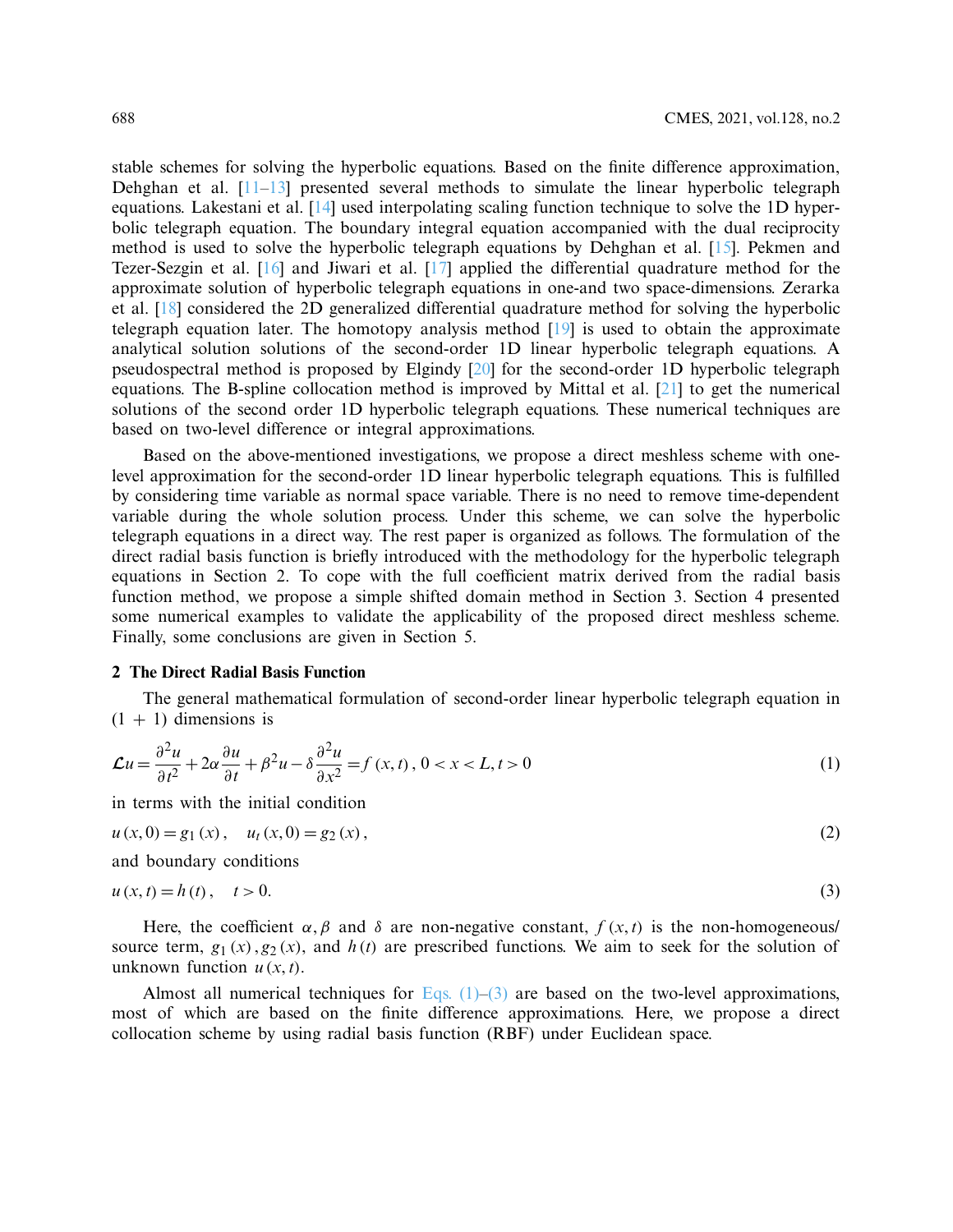stable schemes for solving the hyperbolic equations. Based on the finite difference approximation, Dehghan et al. [11–13] presented several methods to simulate the linear hyperbolic telegraph equations. Lakestani et al. [14] used interpolating scaling function technique to solve the 1D hyperbolic telegraph equation. The boundary integral equation accompanied with the dual reciprocity method is used to solve the hyperbolic telegraph equations by Dehghan et al. [15]. Pekmen and Tezer-Sezgin et al. [16] and Jiwari et al. [17] applied the differential quadrature method for the approximate solution of hyperbolic telegraph equations in one-and two space-dimensions. Zerarka et al. [18] considered the 2D generalized differential quadrature method for solving the hyperbolic telegraph equation later. The homotopy analysis method [19] is used to obtain the approximate analytical solution solutions of the second-order 1D linear hyperbolic telegraph equations. A pseudospectral method is proposed by Elgindy [20] for the second-order 1D hyperbolic telegraph equations. The B-spline collocation method is improved by Mittal et al. [21] to get the numerical solutions of the second order 1D hyperbolic telegraph equations. These numerical techniques are based on two-level difference or integral approximations.

Based on the above-mentioned investigations, we propose a direct meshless scheme with one-level approximation for the second-order 1D linear hyperbolic telegraph equations. This is fulfilled by considering time variable as normal space variable. There is no need to remove time-dependent variable during the whole solution process. Under this scheme, we can solve the hyperbolic telegraph equations in a direct way. The rest paper is organized as follows. The formulation of the direct radial basis function is briefly introduced with the methodology for the hyperbolic telegraph equations in Section 2. To cope with the full coefficient matrix derived from the radial basis function method, we propose a simple shifted domain method in Section 3. Section 4 presented some numerical examples to validate the applicability of the proposed direct meshless scheme. Finally, some conclusions are given in Section 5.

## 2 The Direct Radial Basis Function

The general mathematical formulation of second-order linear hyperbolic telegraph equation in (1 + 1) dimensions is

$$\mathcal{L}u = \frac{\partial^2 u}{\partial t^2} + 2\alpha \frac{\partial u}{\partial t} + \beta^2 u - \delta \frac{\partial^2 u}{\partial x^2} = f(x,t),\ 0 < x < L, t > 0 \tag{1}$$

in terms with the initial condition

$$u(x,0) = g_1(x), \quad u_t(x,0) = g_2(x), \tag{2}$$

and boundary conditions

$$u(x,t) = h(t), \quad t > 0. \tag{3}$$

Here, the coefficient $\alpha, \beta$ and $\delta$ are non-negative constant, $f(x,t)$ is the non-homogeneous/source term, $g_1(x), g_2(x)$, and $h(t)$ are prescribed functions. We aim to seek for the solution of unknown function $u(x,t)$.

Almost all numerical techniques for Eqs. (1)–(3) are based on the two-level approximations, most of which are based on the finite difference approximations. Here, we propose a direct collocation scheme by using radial basis function (RBF) under Euclidean space.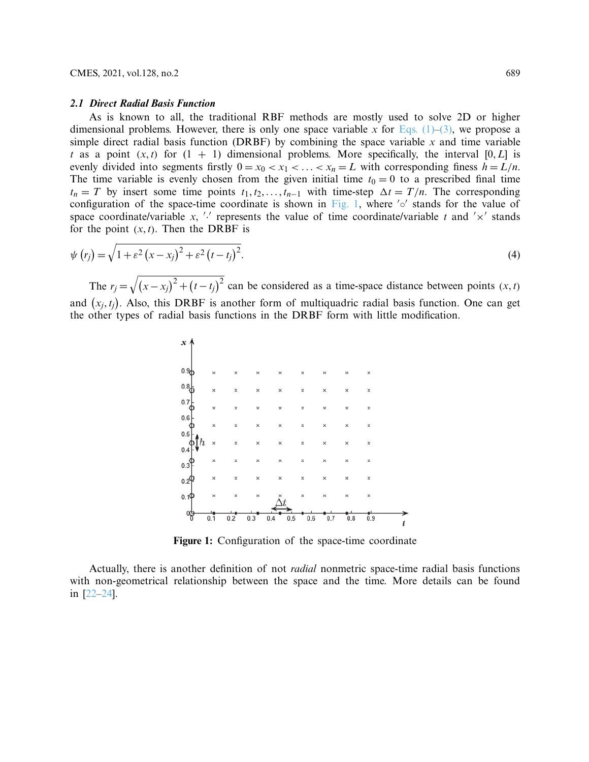### *2.1 Direct Radial Basis Function*

As is known to all, the traditional RBF methods are mostly used to solve 2D or higher dimensional problems. However, there is only one space variable $x$ for Eqs. (1)–(3), we propose a simple direct radial basis function (DRBF) by combining the space variable $x$ and time variable $t$ as a point $(x, t)$ for $(1 + 1)$ dimensional problems. More specifically, the interval $[0, L]$ is evenly divided into segments firstly $0 = x_0 < x_1 < \ldots < x_n = L$ with corresponding finess $h = L/n$. The time variable is evenly chosen from the given initial time $t_0 = 0$ to a prescribed final time $t_n = T$ by insert some time points $t_1, t_2, \ldots, t_{n-1}$ with time-step $\Delta t = T/n$. The corresponding configuration of the space-time coordinate is shown in Fig. 1, where $'\circ'$ stands for the value of space coordinate/variable $x$, $'\cdot'$ represents the value of time coordinate/variable $t$ and $'\times'$ stands for the point $(x, t)$. Then the DRBF is

$$\psi\left(r_j\right) = \sqrt{1 + \varepsilon^2\left(x - x_j\right)^2 + \varepsilon^2\left(t - t_j\right)^2}. \tag{4}$$

The $r_j = \sqrt{\left(x - x_j\right)^2 + \left(t - t_j\right)^2}$ can be considered as a time-space distance between points $(x, t)$ and $\left(x_j, t_j\right)$. Also, this DRBF is another form of multiquadric radial basis function. One can get the other types of radial basis functions in the DRBF form with little modification.

**Figure 1:** Configuration of the space-time coordinate

Actually, there is another definition of not *radial* nonmetric space-time radial basis functions with non-geometrical relationship between the space and the time. More details can be found in [22–24].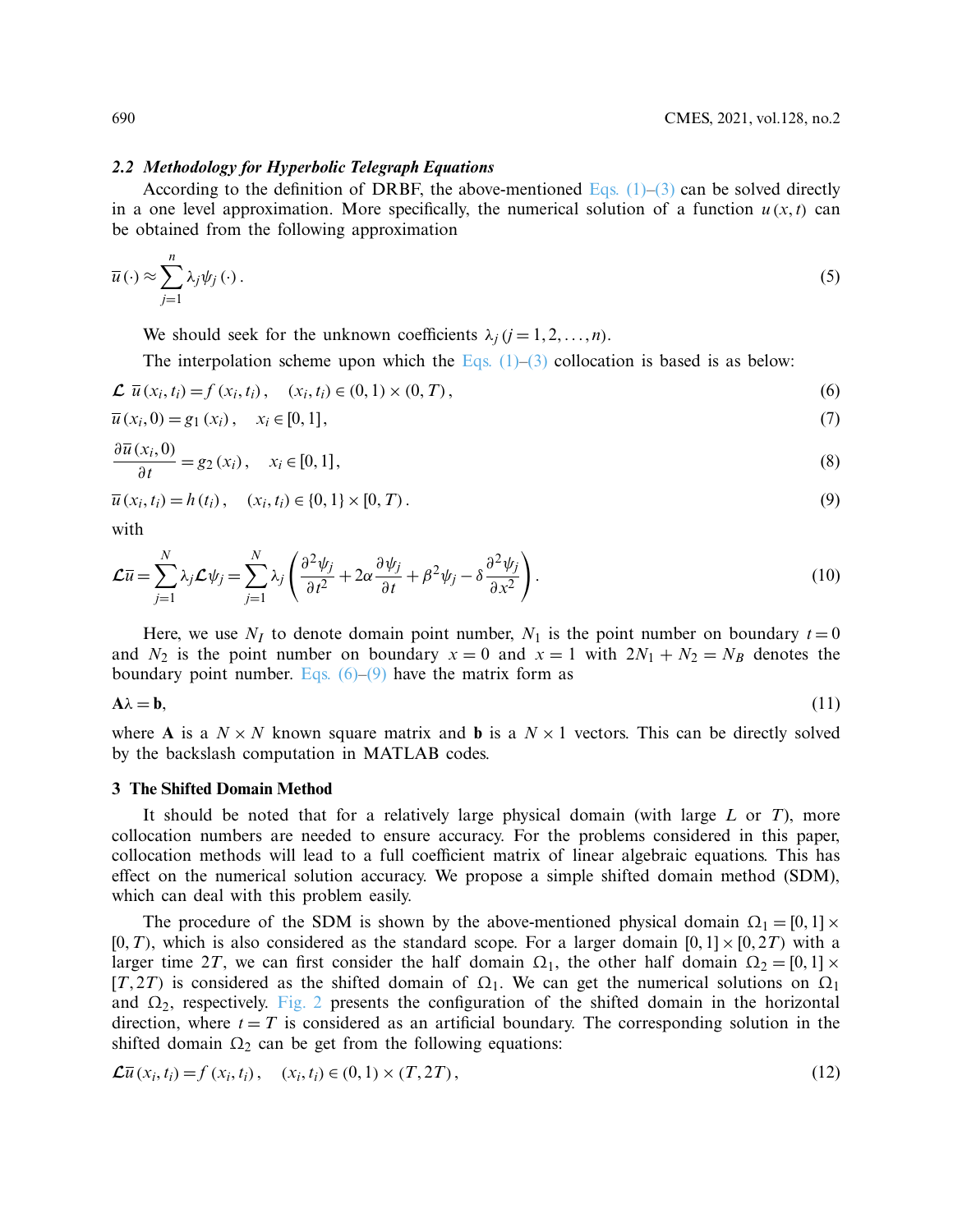### 2.2 *Methodology for Hyperbolic Telegraph Equations*

According to the definition of DRBF, the above-mentioned Eqs. (1)–(3) can be solved directly in a one level approximation. More specifically, the numerical solution of a function $u(x,t)$ can be obtained from the following approximation

$$\overline{u}(\cdot) \approx \sum_{j=1}^{n} \lambda_j \psi_j(\cdot). \tag{5}$$

We should seek for the unknown coefficients $\lambda_j\,(j = 1, 2, \ldots, n)$.

The interpolation scheme upon which the Eqs. (1)–(3) collocation is based is as below:

$$\mathcal{L}\ \overline{u}(x_i, t_i) = f(x_i, t_i), \quad (x_i, t_i) \in (0, 1) \times (0, T), \tag{6}$$

$$\overline{u}(x_i, 0) = g_1(x_i), \quad x_i \in [0, 1], \tag{7}$$

$$\frac{\partial \overline{u}(x_i, 0)}{\partial t} = g_2(x_i), \quad x_i \in [0, 1], \tag{8}$$

$$\overline{u}(x_i, t_i) = h(t_i), \quad (x_i, t_i) \in \{0, 1\} \times [0, T). \tag{9}$$

with

$$\mathcal{L}\overline{u} = \sum_{j=1}^{N} \lambda_j \mathcal{L}\psi_j = \sum_{j=1}^{N} \lambda_j \left( \frac{\partial^2 \psi_j}{\partial t^2} + 2\alpha \frac{\partial \psi_j}{\partial t} + \beta^2 \psi_j - \delta \frac{\partial^2 \psi_j}{\partial x^2} \right). \tag{10}$$

Here, we use $N_I$ to denote domain point number, $N_1$ is the point number on boundary $t = 0$ and $N_2$ is the point number on boundary $x = 0$ and $x = 1$ with $2N_1 + N_2 = N_B$ denotes the boundary point number. Eqs. (6)–(9) have the matrix form as

$$\mathbf{A}\lambda = \mathbf{b}, \tag{11}$$

where $\mathbf{A}$ is a $N \times N$ known square matrix and $\mathbf{b}$ is a $N \times 1$ vectors. This can be directly solved by the backslash computation in MATLAB codes.

## 3 The Shifted Domain Method

It should be noted that for a relatively large physical domain (with large $L$ or $T$), more collocation numbers are needed to ensure accuracy. For the problems considered in this paper, collocation methods will lead to a full coefficient matrix of linear algebraic equations. This has effect on the numerical solution accuracy. We propose a simple shifted domain method (SDM), which can deal with this problem easily.

The procedure of the SDM is shown by the above-mentioned physical domain $\Omega_1 = [0, 1] \times [0, T)$, which is also considered as the standard scope. For a larger domain $[0, 1] \times [0, 2T)$ with a larger time $2T$, we can first consider the half domain $\Omega_1$, the other half domain $\Omega_2 = [0, 1] \times [T, 2T)$ is considered as the shifted domain of $\Omega_1$. We can get the numerical solutions on $\Omega_1$ and $\Omega_2$, respectively. Fig. 2 presents the configuration of the shifted domain in the horizontal direction, where $t = T$ is considered as an artificial boundary. The corresponding solution in the shifted domain $\Omega_2$ can be get from the following equations:

$$\mathcal{L}\overline{u}(x_i, t_i) = f(x_i, t_i), \quad (x_i, t_i) \in (0, 1) \times (T, 2T), \tag{12}$$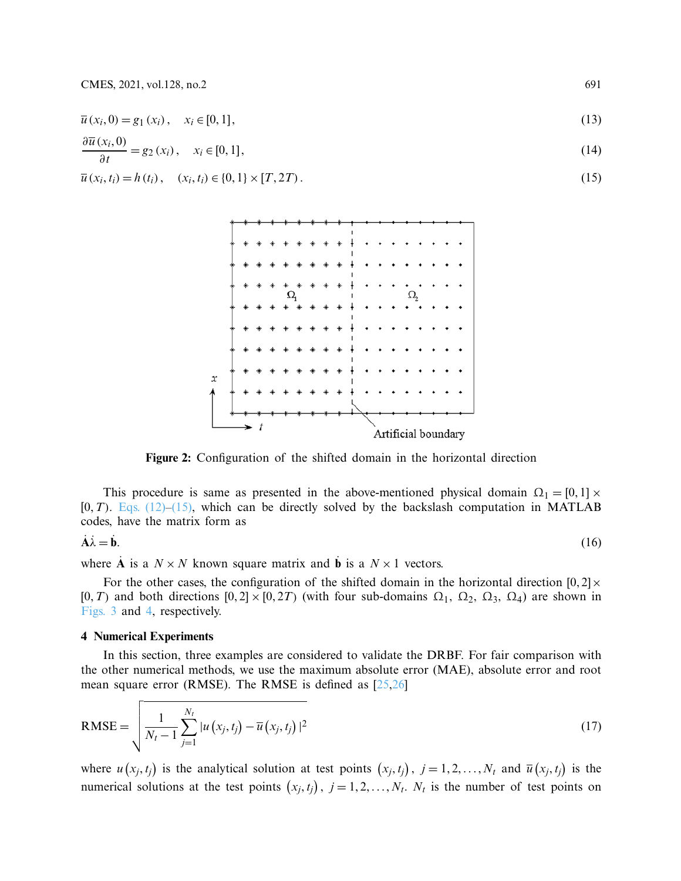$$\overline{u}(x_i, 0) = g_1(x_i), \quad x_i \in [0, 1], \tag{13}$$

$$\frac{\partial \overline{u}(x_i, 0)}{\partial t} = g_2(x_i), \quad x_i \in [0, 1], \tag{14}$$

$$\overline{u}(x_i, t_i) = h(t_i), \quad (x_i, t_i) \in \{0, 1\} \times [T, 2T). \tag{15}$$

**Figure 2:** Configuration of the shifted domain in the horizontal direction

This procedure is same as presented in the above-mentioned physical domain $\Omega_1 = [0, 1] \times [0, T)$. Eqs. (12)–(15), which can be directly solved by the backslash computation in MATLAB codes, have the matrix form as

$$\dot{\mathbf{A}}\dot{\lambda} = \dot{\mathbf{b}}. \tag{16}$$

where $\dot{\mathbf{A}}$ is a $N \times N$ known square matrix and $\dot{\mathbf{b}}$ is a $N \times 1$ vectors.

For the other cases, the configuration of the shifted domain in the horizontal direction $[0, 2] \times [0, T)$ and both directions $[0, 2] \times [0, 2T)$ (with four sub-domains $\Omega_1$, $\Omega_2$, $\Omega_3$, $\Omega_4$) are shown in Figs. 3 and 4, respectively.

## 4 Numerical Experiments

In this section, three examples are considered to validate the DRBF. For fair comparison with the other numerical methods, we use the maximum absolute error (MAE), absolute error and root mean square error (RMSE). The RMSE is defined as [25,26]

$$\text{RMSE} = \sqrt{\frac{1}{N_t - 1} \sum_{j=1}^{N_t} |u(x_j, t_j) - \overline{u}(x_j, t_j)|^2} \tag{17}$$

where $u(x_j, t_j)$ is the analytical solution at test points $(x_j, t_j)$, $j = 1, 2, \ldots, N_t$ and $\overline{u}(x_j, t_j)$ is the numerical solutions at the test points $(x_j, t_j)$, $j = 1, 2, \ldots, N_t$. $N_t$ is the number of test points on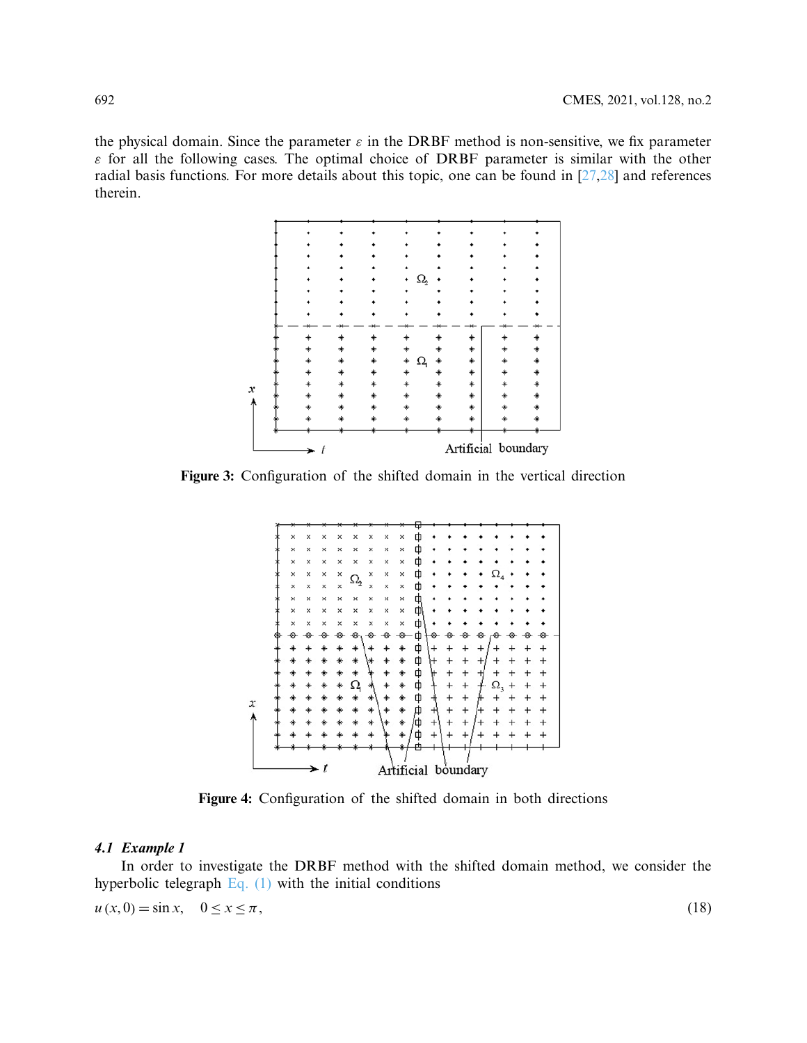the physical domain. Since the parameter $\varepsilon$ in the DRBF method is non-sensitive, we fix parameter $\varepsilon$ for all the following cases. The optimal choice of DRBF parameter is similar with the other radial basis functions. For more details about this topic, one can be found in [27,28] and references therein.

**Figure 3:** Configuration of the shifted domain in the vertical direction

**Figure 4:** Configuration of the shifted domain in both directions

### *4.1 Example 1*

In order to investigate the DRBF method with the shifted domain method, we consider the hyperbolic telegraph Eq. (1) with the initial conditions

$$u(x, 0) = \sin x, \quad 0 \le x \le \pi, \tag{18}$$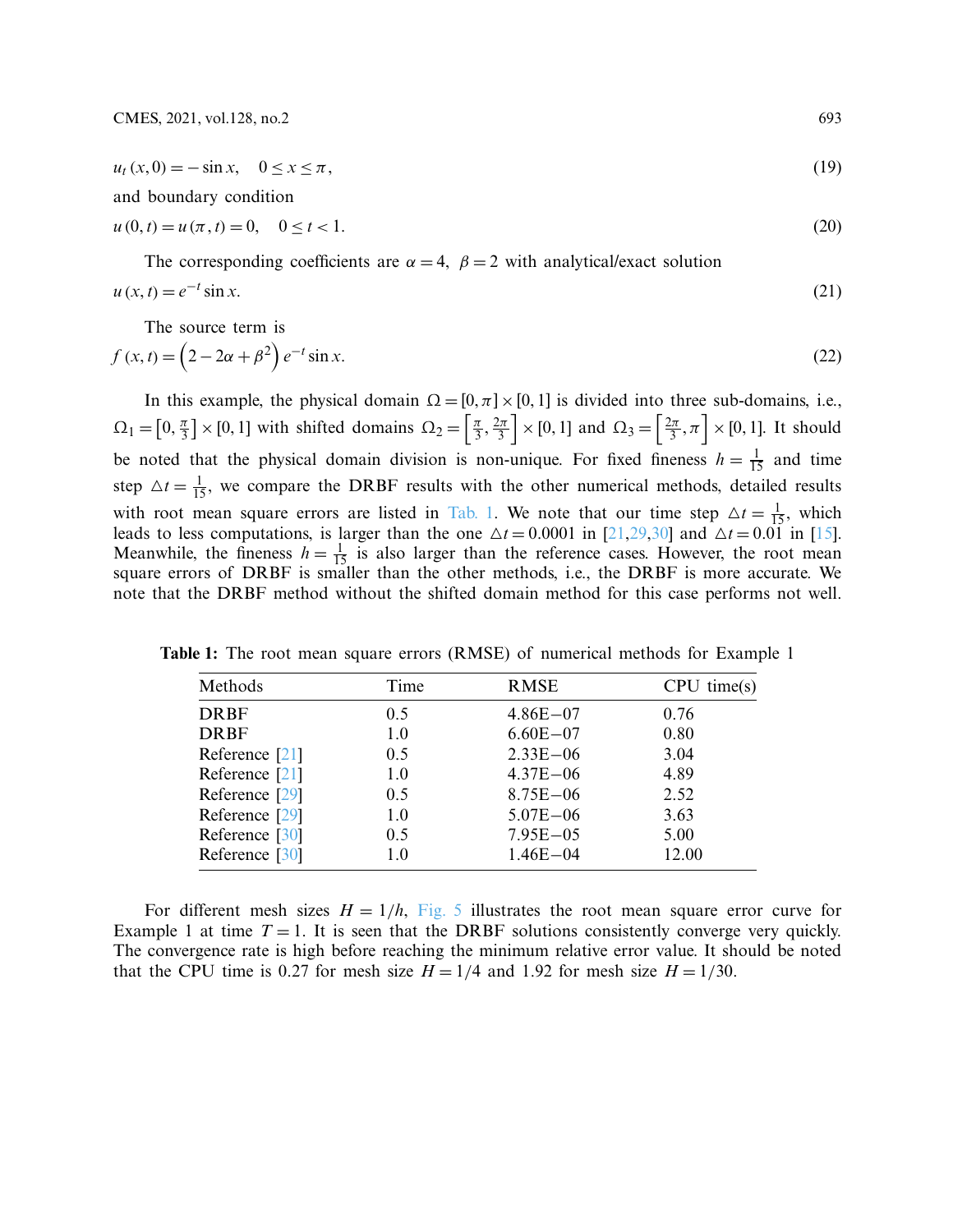$$u_t(x,0) = -\sin x, \quad 0 \le x \le \pi, \tag{19}$$

and boundary condition

$$u(0,t) = u(\pi,t) = 0, \quad 0 \le t < 1. \tag{20}$$

The corresponding coefficients are $\alpha = 4,\ \beta = 2$ with analytical/exact solution

$$u(x,t) = e^{-t}\sin x. \tag{21}$$

The source term is

$$f(x,t) = \left(2 - 2\alpha + \beta^2\right)e^{-t}\sin x. \tag{22}$$

In this example, the physical domain $\Omega = [0,\pi] \times [0,1]$ is divided into three sub-domains, i.e., $\Omega_1 = \left[0, \frac{\pi}{3}\right] \times [0,1]$ with shifted domains $\Omega_2 = \left[\frac{\pi}{3}, \frac{2\pi}{3}\right] \times [0,1]$ and $\Omega_3 = \left[\frac{2\pi}{3}, \pi\right] \times [0,1]$. It should be noted that the physical domain division is non-unique. For fixed fineness $h = \frac{1}{15}$ and time step $\triangle t = \frac{1}{15}$, we compare the DRBF results with the other numerical methods, detailed results with root mean square errors are listed in Tab. 1. We note that our time step $\triangle t = \frac{1}{15}$, which leads to less computations, is larger than the one $\triangle t = 0.0001$ in [21,29,30] and $\triangle t = 0.01$ in [15]. Meanwhile, the fineness $h = \frac{1}{15}$ is also larger than the reference cases. However, the root mean square errors of DRBF is smaller than the other methods, i.e., the DRBF is more accurate. We note that the DRBF method without the shifted domain method for this case performs not well.

**Table 1:** The root mean square errors (RMSE) of numerical methods for Example 1

| Methods | Time | RMSE | CPU time(s) |
|---|---|---|---|
| DRBF | 0.5 | 4.86E−07 | 0.76 |
| DRBF | 1.0 | 6.60E−07 | 0.80 |
| Reference [21] | 0.5 | 2.33E−06 | 3.04 |
| Reference [21] | 1.0 | 4.37E−06 | 4.89 |
| Reference [29] | 0.5 | 8.75E−06 | 2.52 |
| Reference [29] | 1.0 | 5.07E−06 | 3.63 |
| Reference [30] | 0.5 | 7.95E−05 | 5.00 |
| Reference [30] | 1.0 | 1.46E−04 | 12.00 |

For different mesh sizes $H = 1/h$, Fig. 5 illustrates the root mean square error curve for Example 1 at time $T = 1$. It is seen that the DRBF solutions consistently converge very quickly. The convergence rate is high before reaching the minimum relative error value. It should be noted that the CPU time is 0.27 for mesh size $H = 1/4$ and 1.92 for mesh size $H = 1/30$.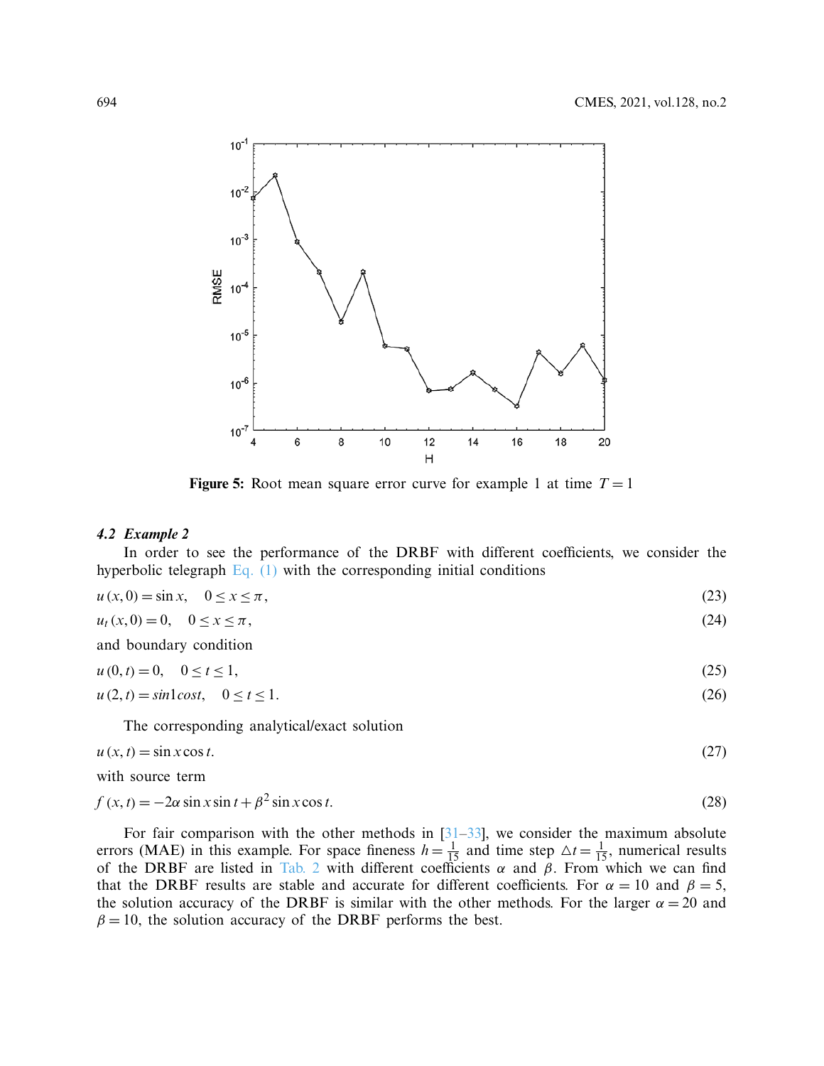**Figure 5:** Root mean square error curve for example 1 at time $T = 1$

### *4.2 Example 2*

In order to see the performance of the DRBF with different coefficients, we consider the hyperbolic telegraph Eq. (1) with the corresponding initial conditions

$$u(x,0) = \sin x, \quad 0 \le x \le \pi, \tag{23}$$

$$u_t(x,0) = 0, \quad 0 \le x \le \pi, \tag{24}$$

and boundary condition

$$u(0,t) = 0, \quad 0 \le t \le 1, \tag{25}$$

$$u(2,t) = sin1cost, \quad 0 \le t \le 1. \tag{26}$$

The corresponding analytical/exact solution

$$u(x,t) = \sin x \cos t. \tag{27}$$

with source term

$$f(x,t) = -2\alpha \sin x \sin t + \beta^2 \sin x \cos t. \tag{28}$$

For fair comparison with the other methods in [31–33], we consider the maximum absolute errors (MAE) in this example. For space fineness $h = \frac{1}{15}$ and time step $\triangle t = \frac{1}{15}$, numerical results of the DRBF are listed in Tab. 2 with different coefficients $\alpha$ and $\beta$. From which we can find that the DRBF results are stable and accurate for different coefficients. For $\alpha = 10$ and $\beta = 5$, the solution accuracy of the DRBF is similar with the other methods. For the larger $\alpha = 20$ and $\beta = 10$, the solution accuracy of the DRBF performs the best.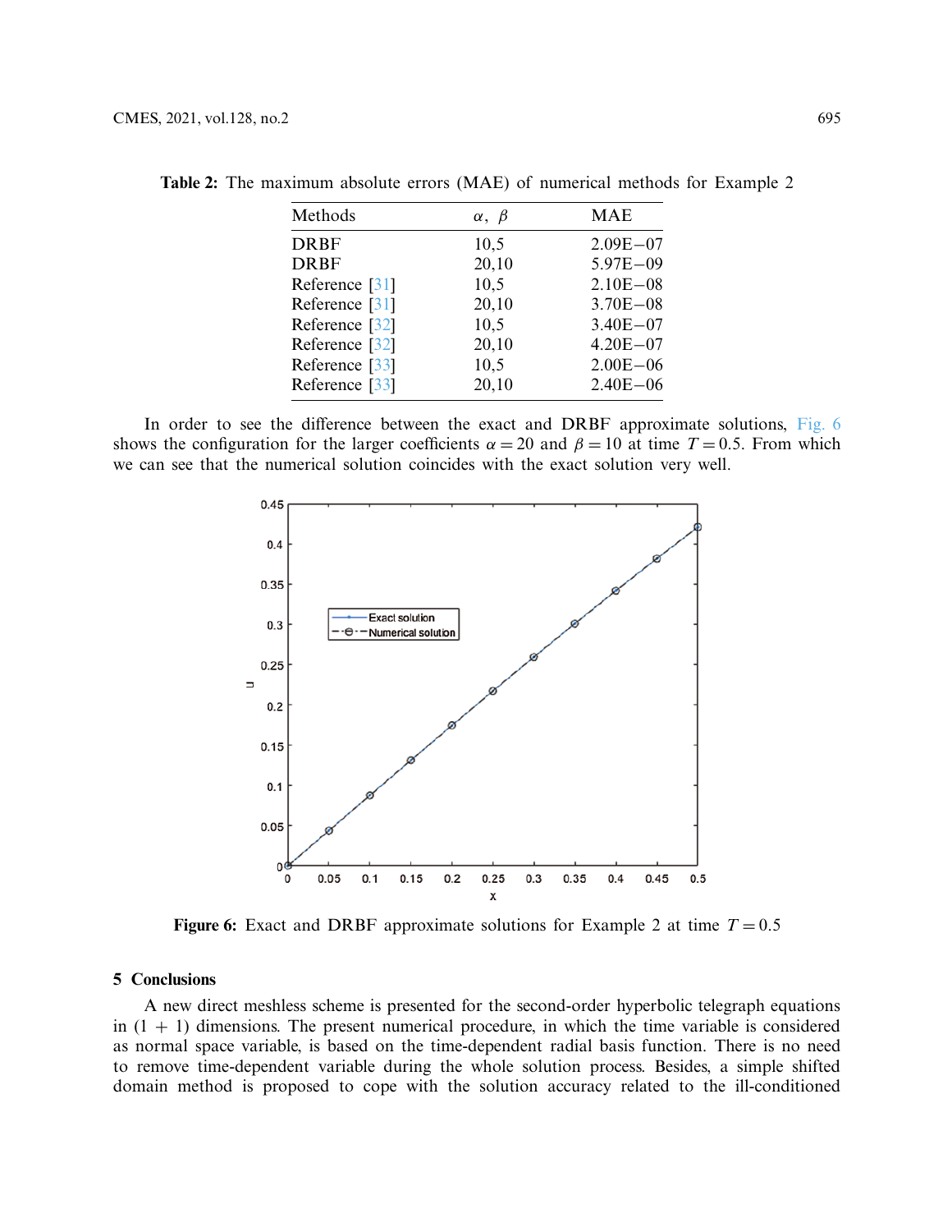**Table 2:** The maximum absolute errors (MAE) of numerical methods for Example 2

| Methods | $\alpha,\ \beta$ | MAE |
|---|---|---|
| DRBF | 10,5 | 2.09E−07 |
| DRBF | 20,10 | 5.97E−09 |
| Reference [31] | 10,5 | 2.10E−08 |
| Reference [31] | 20,10 | 3.70E−08 |
| Reference [32] | 10,5 | 3.40E−07 |
| Reference [32] | 20,10 | 4.20E−07 |
| Reference [33] | 10,5 | 2.00E−06 |
| Reference [33] | 20,10 | 2.40E−06 |

In order to see the difference between the exact and DRBF approximate solutions, Fig. 6 shows the configuration for the larger coefficients $\alpha = 20$ and $\beta = 10$ at time $T = 0.5$. From which we can see that the numerical solution coincides with the exact solution very well.

**Figure 6:** Exact and DRBF approximate solutions for Example 2 at time $T = 0.5$

## 5 Conclusions

A new direct meshless scheme is presented for the second-order hyperbolic telegraph equations in (1 + 1) dimensions. The present numerical procedure, in which the time variable is considered as normal space variable, is based on the time-dependent radial basis function. There is no need to remove time-dependent variable during the whole solution process. Besides, a simple shifted domain method is proposed to cope with the solution accuracy related to the ill-conditioned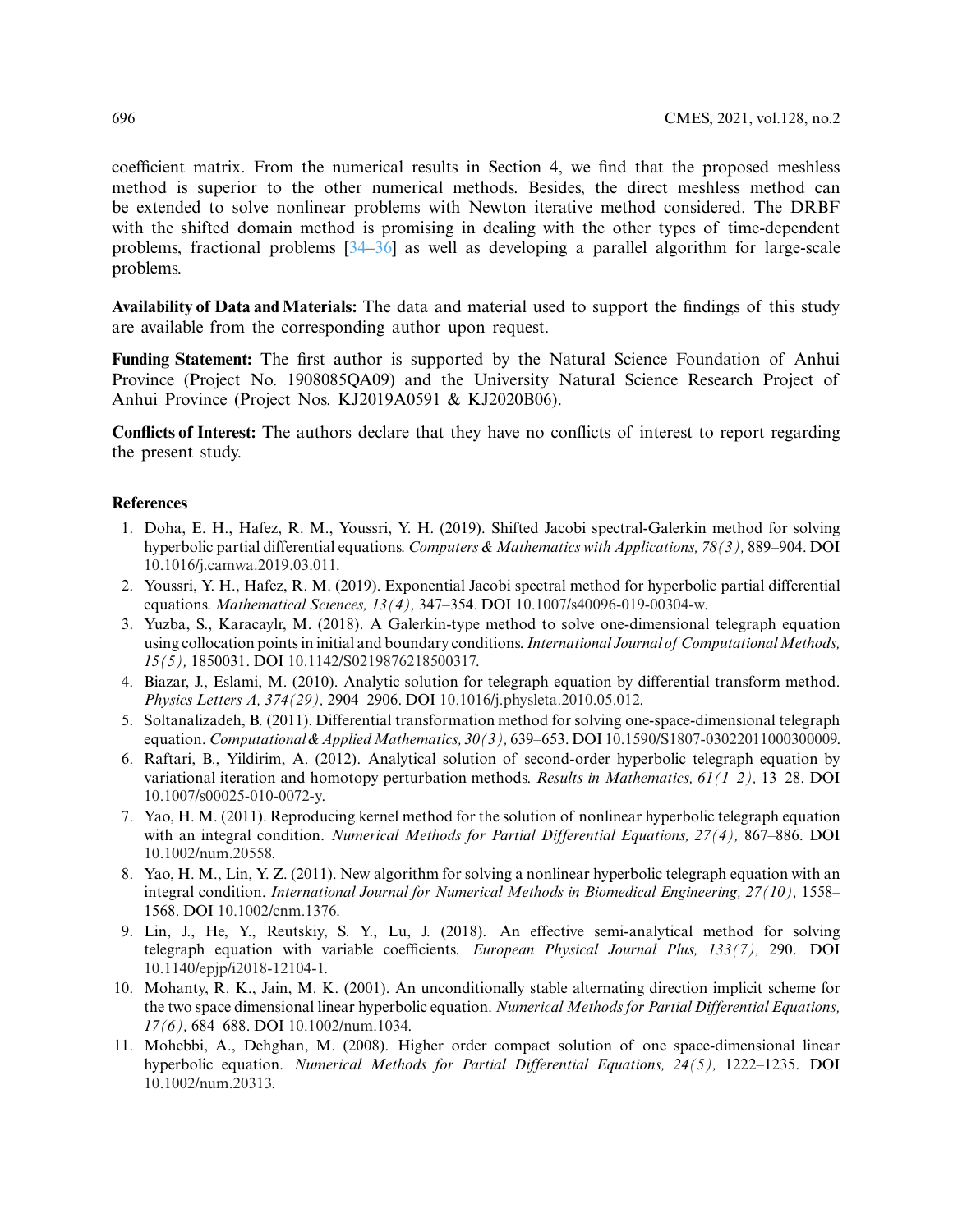coefficient matrix. From the numerical results in Section 4, we find that the proposed meshless method is superior to the other numerical methods. Besides, the direct meshless method can be extended to solve nonlinear problems with Newton iterative method considered. The DRBF with the shifted domain method is promising in dealing with the other types of time-dependent problems, fractional problems [34–36] as well as developing a parallel algorithm for large-scale problems.

**Availability of Data and Materials:** The data and material used to support the findings of this study are available from the corresponding author upon request.

**Funding Statement:** The first author is supported by the Natural Science Foundation of Anhui Province (Project No. 1908085QA09) and the University Natural Science Research Project of Anhui Province (Project Nos. KJ2019A0591 & KJ2020B06).

**Conflicts of Interest:** The authors declare that they have no conflicts of interest to report regarding the present study.

## References

1. Doha, E. H., Hafez, R. M., Youssri, Y. H. (2019). Shifted Jacobi spectral-Galerkin method for solving hyperbolic partial differential equations. *Computers & Mathematics with Applications, 78(3),* 889–904. DOI 10.1016/j.camwa.2019.03.011.
2. Youssri, Y. H., Hafez, R. M. (2019). Exponential Jacobi spectral method for hyperbolic partial differential equations. *Mathematical Sciences, 13(4),* 347–354. DOI 10.1007/s40096-019-00304-w.
3. Yuzba, S., Karacaylr, M. (2018). A Galerkin-type method to solve one-dimensional telegraph equation using collocation points in initial and boundary conditions. *International Journal of Computational Methods, 15(5),* 1850031. DOI 10.1142/S0219876218500317.
4. Biazar, J., Eslami, M. (2010). Analytic solution for telegraph equation by differential transform method. *Physics Letters A, 374(29),* 2904–2906. DOI 10.1016/j.physleta.2010.05.012.
5. Soltanalizadeh, B. (2011). Differential transformation method for solving one-space-dimensional telegraph equation. *Computational & Applied Mathematics, 30(3),* 639–653. DOI 10.1590/S1807-03022011000300009.
6. Raftari, B., Yildirim, A. (2012). Analytical solution of second-order hyperbolic telegraph equation by variational iteration and homotopy perturbation methods. *Results in Mathematics, 61(1–2),* 13–28. DOI 10.1007/s00025-010-0072-y.
7. Yao, H. M. (2011). Reproducing kernel method for the solution of nonlinear hyperbolic telegraph equation with an integral condition. *Numerical Methods for Partial Differential Equations, 27(4),* 867–886. DOI 10.1002/num.20558.
8. Yao, H. M., Lin, Y. Z. (2011). New algorithm for solving a nonlinear hyperbolic telegraph equation with an integral condition. *International Journal for Numerical Methods in Biomedical Engineering, 27(10),* 1558–1568. DOI 10.1002/cnm.1376.
9. Lin, J., He, Y., Reutskiy, S. Y., Lu, J. (2018). An effective semi-analytical method for solving telegraph equation with variable coefficients. *European Physical Journal Plus, 133(7),* 290. DOI 10.1140/epjp/i2018-12104-1.
10. Mohanty, R. K., Jain, M. K. (2001). An unconditionally stable alternating direction implicit scheme for the two space dimensional linear hyperbolic equation. *Numerical Methods for Partial Differential Equations, 17(6),* 684–688. DOI 10.1002/num.1034.
11. Mohebbi, A., Dehghan, M. (2008). Higher order compact solution of one space-dimensional linear hyperbolic equation. *Numerical Methods for Partial Differential Equations, 24(5),* 1222–1235. DOI 10.1002/num.20313.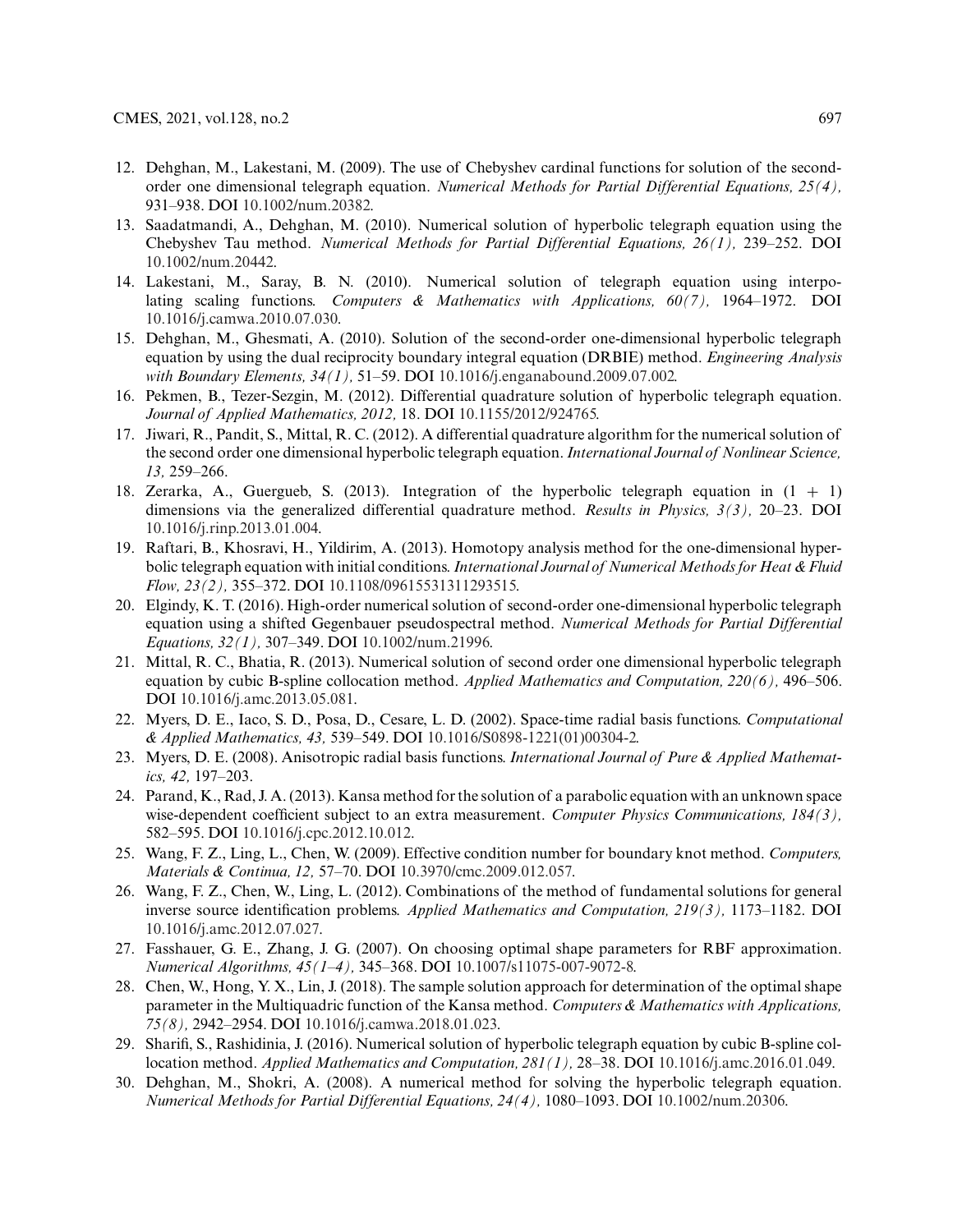12. Dehghan, M., Lakestani, M. (2009). The use of Chebyshev cardinal functions for solution of the second-order one dimensional telegraph equation. *Numerical Methods for Partial Differential Equations, 25(4),* 931–938. DOI 10.1002/num.20382.
13. Saadatmandi, A., Dehghan, M. (2010). Numerical solution of hyperbolic telegraph equation using the Chebyshev Tau method. *Numerical Methods for Partial Differential Equations, 26(1),* 239–252. DOI 10.1002/num.20442.
14. Lakestani, M., Saray, B. N. (2010). Numerical solution of telegraph equation using interpolating scaling functions. *Computers & Mathematics with Applications, 60(7),* 1964–1972. DOI 10.1016/j.camwa.2010.07.030.
15. Dehghan, M., Ghesmati, A. (2010). Solution of the second-order one-dimensional hyperbolic telegraph equation by using the dual reciprocity boundary integral equation (DRBIE) method. *Engineering Analysis with Boundary Elements, 34(1),* 51–59. DOI 10.1016/j.enganabound.2009.07.002.
16. Pekmen, B., Tezer-Sezgin, M. (2012). Differential quadrature solution of hyperbolic telegraph equation. *Journal of Applied Mathematics, 2012,* 18. DOI 10.1155/2012/924765.
17. Jiwari, R., Pandit, S., Mittal, R. C. (2012). A differential quadrature algorithm for the numerical solution of the second order one dimensional hyperbolic telegraph equation. *International Journal of Nonlinear Science, 13,* 259–266.
18. Zerarka, A., Guergueb, S. (2013). Integration of the hyperbolic telegraph equation in (1 + 1) dimensions via the generalized differential quadrature method. *Results in Physics, 3(3),* 20–23. DOI 10.1016/j.rinp.2013.01.004.
19. Raftari, B., Khosravi, H., Yildirim, A. (2013). Homotopy analysis method for the one-dimensional hyperbolic telegraph equation with initial conditions. *International Journal of Numerical Methods for Heat & Fluid Flow, 23(2),* 355–372. DOI 10.1108/09615531311293515.
20. Elgindy, K. T. (2016). High-order numerical solution of second-order one-dimensional hyperbolic telegraph equation using a shifted Gegenbauer pseudospectral method. *Numerical Methods for Partial Differential Equations, 32(1),* 307–349. DOI 10.1002/num.21996.
21. Mittal, R. C., Bhatia, R. (2013). Numerical solution of second order one dimensional hyperbolic telegraph equation by cubic B-spline collocation method. *Applied Mathematics and Computation, 220(6),* 496–506. DOI 10.1016/j.amc.2013.05.081.
22. Myers, D. E., Iaco, S. D., Posa, D., Cesare, L. D. (2002). Space-time radial basis functions. *Computational & Applied Mathematics, 43,* 539–549. DOI 10.1016/S0898-1221(01)00304-2.
23. Myers, D. E. (2008). Anisotropic radial basis functions. *International Journal of Pure & Applied Mathematics, 42,* 197–203.
24. Parand, K., Rad, J. A. (2013). Kansa method for the solution of a parabolic equation with an unknown space wise-dependent coefficient subject to an extra measurement. *Computer Physics Communications, 184(3),* 582–595. DOI 10.1016/j.cpc.2012.10.012.
25. Wang, F. Z., Ling, L., Chen, W. (2009). Effective condition number for boundary knot method. *Computers, Materials & Continua, 12,* 57–70. DOI 10.3970/cmc.2009.012.057.
26. Wang, F. Z., Chen, W., Ling, L. (2012). Combinations of the method of fundamental solutions for general inverse source identification problems. *Applied Mathematics and Computation, 219(3),* 1173–1182. DOI 10.1016/j.amc.2012.07.027.
27. Fasshauer, G. E., Zhang, J. G. (2007). On choosing optimal shape parameters for RBF approximation. *Numerical Algorithms, 45(1–4),* 345–368. DOI 10.1007/s11075-007-9072-8.
28. Chen, W., Hong, Y. X., Lin, J. (2018). The sample solution approach for determination of the optimal shape parameter in the Multiquadric function of the Kansa method. *Computers & Mathematics with Applications, 75(8),* 2942–2954. DOI 10.1016/j.camwa.2018.01.023.
29. Sharifi, S., Rashidinia, J. (2016). Numerical solution of hyperbolic telegraph equation by cubic B-spline collocation method. *Applied Mathematics and Computation, 281(1),* 28–38. DOI 10.1016/j.amc.2016.01.049.
30. Dehghan, M., Shokri, A. (2008). A numerical method for solving the hyperbolic telegraph equation. *Numerical Methods for Partial Differential Equations, 24(4),* 1080–1093. DOI 10.1002/num.20306.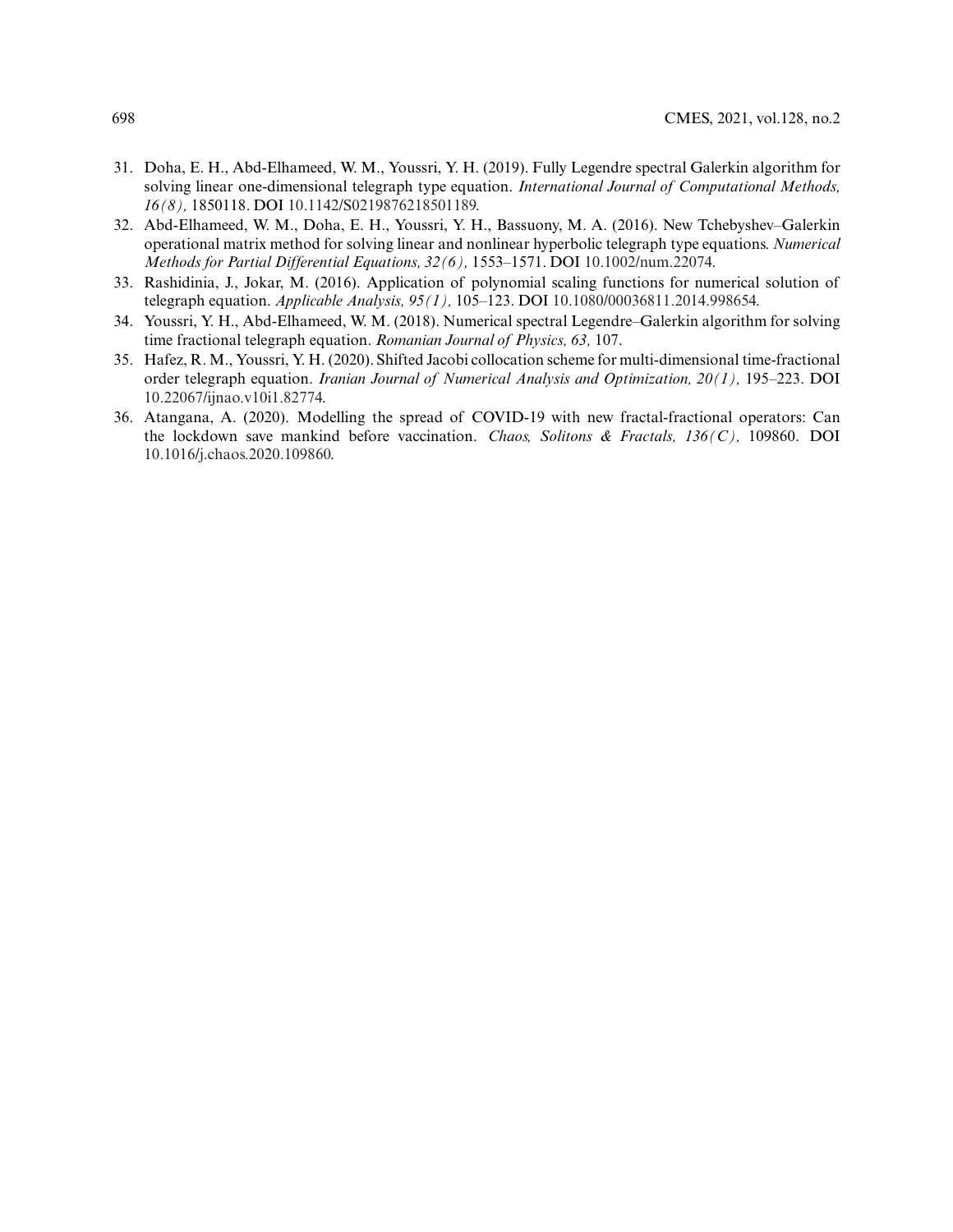31. Doha, E. H., Abd-Elhameed, W. M., Youssri, Y. H. (2019). Fully Legendre spectral Galerkin algorithm for solving linear one-dimensional telegraph type equation. *International Journal of Computational Methods, 16(8),* 1850118. DOI 10.1142/S0219876218501189.
32. Abd-Elhameed, W. M., Doha, E. H., Youssri, Y. H., Bassuony, M. A. (2016). New Tchebyshev–Galerkin operational matrix method for solving linear and nonlinear hyperbolic telegraph type equations. *Numerical Methods for Partial Differential Equations, 32(6),* 1553–1571. DOI 10.1002/num.22074.
33. Rashidinia, J., Jokar, M. (2016). Application of polynomial scaling functions for numerical solution of telegraph equation. *Applicable Analysis, 95(1),* 105–123. DOI 10.1080/00036811.2014.998654.
34. Youssri, Y. H., Abd-Elhameed, W. M. (2018). Numerical spectral Legendre–Galerkin algorithm for solving time fractional telegraph equation. *Romanian Journal of Physics, 63,* 107.
35. Hafez, R. M., Youssri, Y. H. (2020). Shifted Jacobi collocation scheme for multi-dimensional time-fractional order telegraph equation. *Iranian Journal of Numerical Analysis and Optimization, 20(1),* 195–223. DOI 10.22067/ijnao.v10i1.82774.
36. Atangana, A. (2020). Modelling the spread of COVID-19 with new fractal-fractional operators: Can the lockdown save mankind before vaccination. *Chaos, Solitons & Fractals, 136(C),* 109860. DOI 10.1016/j.chaos.2020.109860.